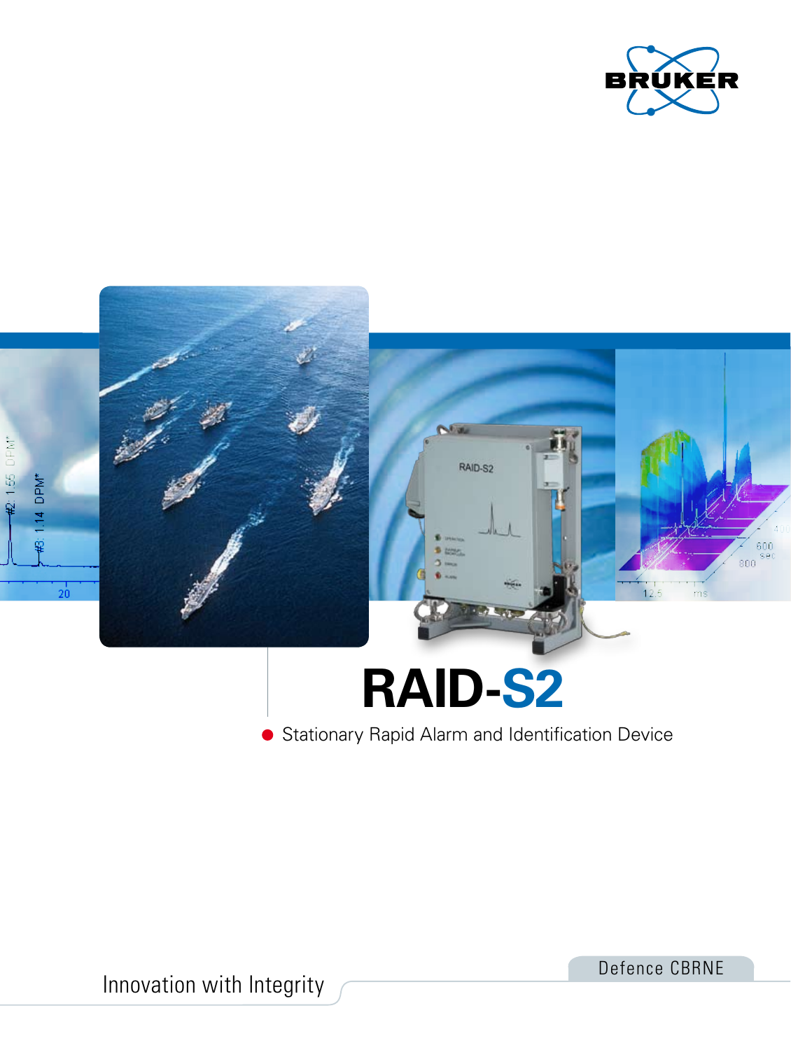BRUKER

# RAID-S2

Stationary Rapid Alarm and Identification Device

Innovation with Integrity

Defence CBRNE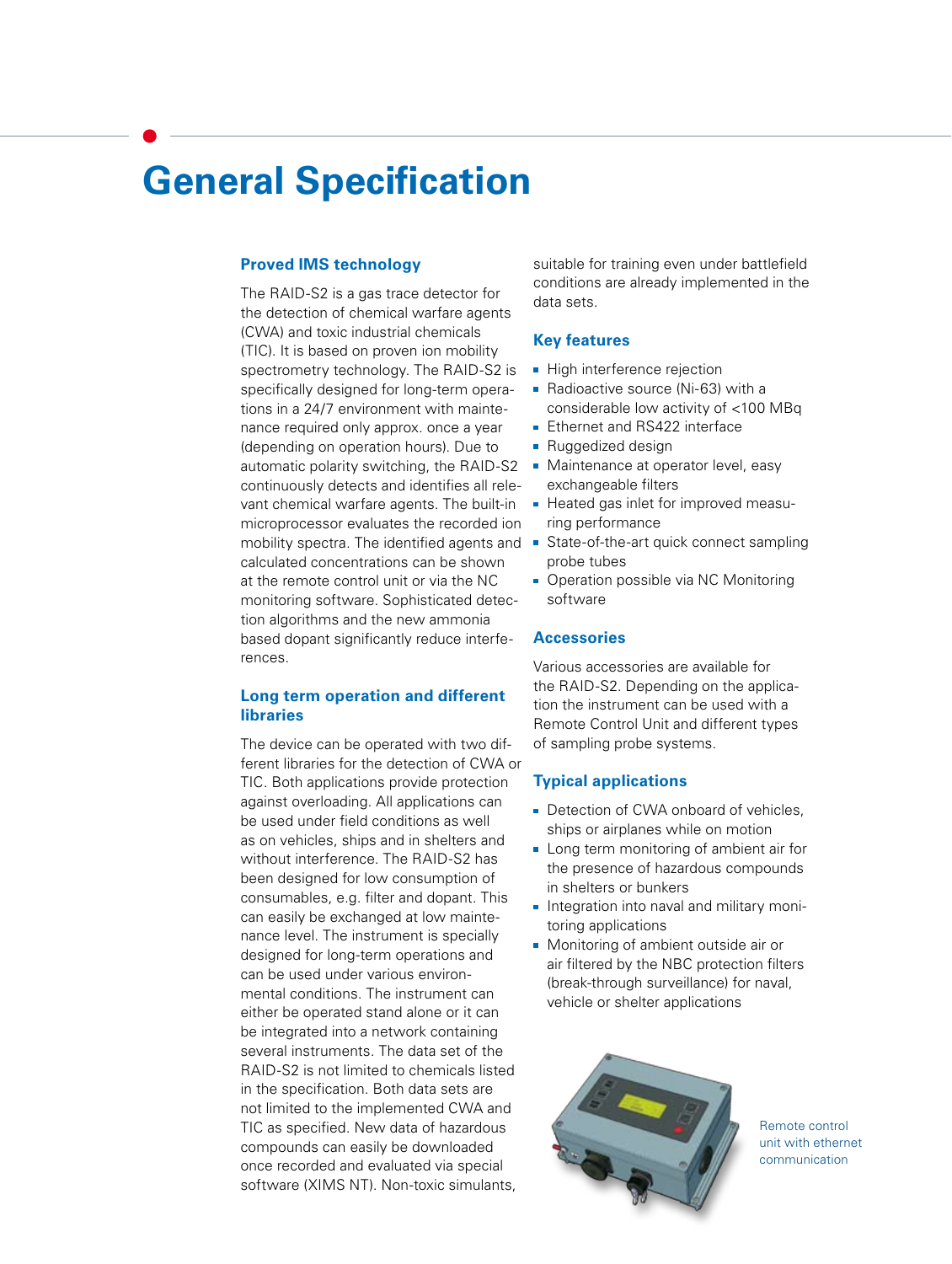# General Specification

### Proved IMS technology

The RAID-S2 is a gas trace detector for the detection of chemical warfare agents (CWA) and toxic industrial chemicals (TIC). It is based on proven ion mobility spectrometry technology. The RAID-S2 is specifically designed for long-term operations in a 24/7 environment with maintenance required only approx. once a year (depending on operation hours). Due to automatic polarity switching, the RAID-S2 continuously detects and identifies all relevant chemical warfare agents. The built-in microprocessor evaluates the recorded ion mobility spectra. The identified agents and calculated concentrations can be shown at the remote control unit or via the NC monitoring software. Sophisticated detection algorithms and the new ammonia based dopant significantly reduce interferences.

### Long term operation and different libraries

The device can be operated with two different libraries for the detection of CWA or TIC. Both applications provide protection against overloading. All applications can be used under field conditions as well as on vehicles, ships and in shelters and without interference. The RAID-S2 has been designed for low consumption of consumables, e.g. filter and dopant. This can easily be exchanged at low maintenance level. The instrument is specially designed for long-term operations and can be used under various environmental conditions. The instrument can either be operated stand alone or it can be integrated into a network containing several instruments. The data set of the RAID-S2 is not limited to chemicals listed in the specification. Both data sets are not limited to the implemented CWA and TIC as specified. New data of hazardous compounds can easily be downloaded once recorded and evaluated via special software (XIMS NT). Non-toxic simulants, suitable for training even under battlefield conditions are already implemented in the data sets.

### Key features

- High interference rejection
- Radioactive source (Ni-63) with a considerable low activity of <100 MBq
- Ethernet and RS422 interface
- Ruggedized design
- Maintenance at operator level, easy exchangeable filters
- Heated gas inlet for improved measuring performance
- State-of-the-art quick connect sampling probe tubes
- Operation possible via NC Monitoring software

### Accessories

Various accessories are available for the RAID-S2. Depending on the application the instrument can be used with a Remote Control Unit and different types of sampling probe systems.

### Typical applications

- Detection of CWA onboard of vehicles, ships or airplanes while on motion
- Long term monitoring of ambient air for the presence of hazardous compounds in shelters or bunkers
- Integration into naval and military monitoring applications
- Monitoring of ambient outside air or air filtered by the NBC protection filters (break-through surveillance) for naval, vehicle or shelter applications

Remote control unit with ethernet communication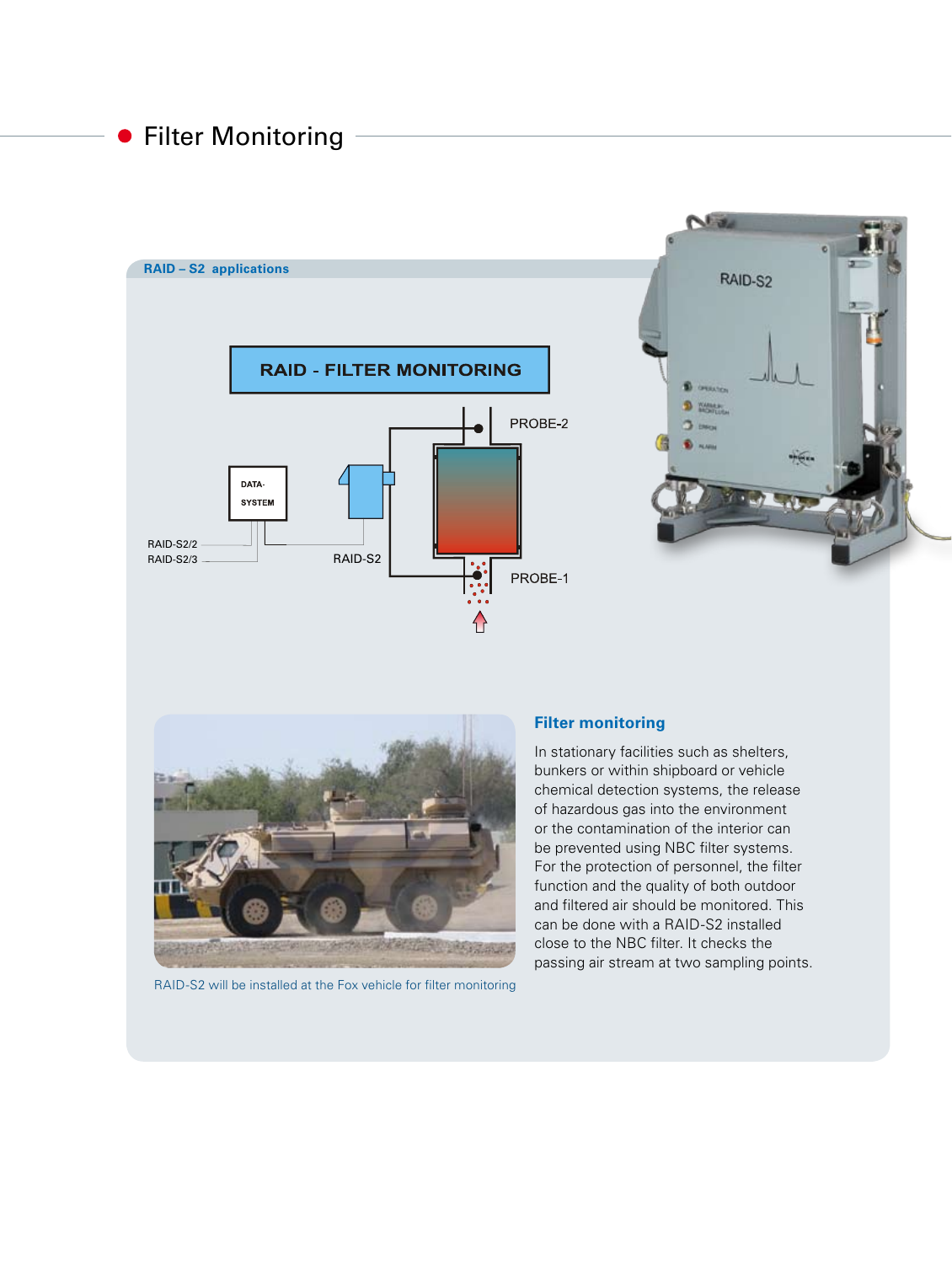# Filter Monitoring

**RAID – S2 applications**

RAID - FILTER MONITORING

DATA-SYSTEM

RAID-S2/2

RAID-S2/3

RAID-S2

PROBE-2

PROBE-1

RAID-S2 will be installed at the Fox vehicle for filter monitoring

## Filter monitoring

In stationary facilities such as shelters, bunkers or within shipboard or vehicle chemical detection systems, the release of hazardous gas into the environment or the contamination of the interior can be prevented using NBC filter systems. For the protection of personnel, the filter function and the quality of both outdoor and filtered air should be monitored. This can be done with a RAID-S2 installed close to the NBC filter. It checks the passing air stream at two sampling points.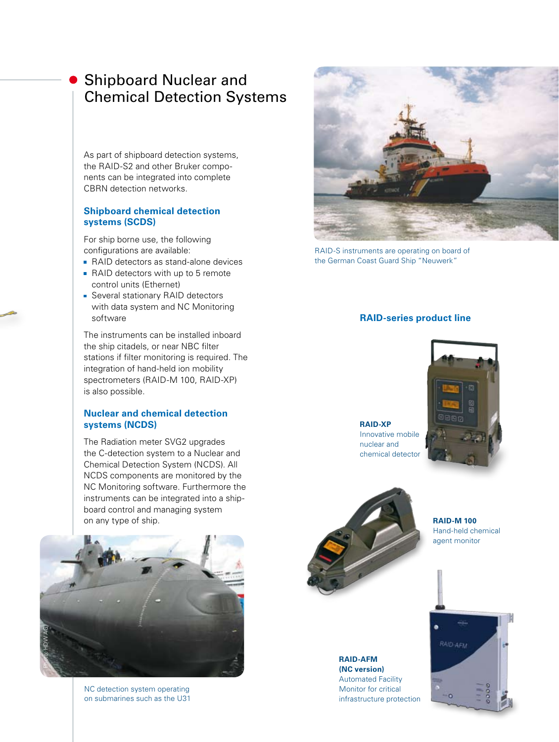# Shipboard Nuclear and Chemical Detection Systems

As part of shipboard detection systems, the RAID-S2 and other Bruker components can be integrated into complete CBRN detection networks.

## Shipboard chemical detection systems (SCDS)

For ship borne use, the following configurations are available:

- RAID detectors as stand-alone devices
- RAID detectors with up to 5 remote control units (Ethernet)
- Several stationary RAID detectors with data system and NC Monitoring software

The instruments can be installed inboard the ship citadels, or near NBC filter stations if filter monitoring is required. The integration of hand-held ion mobility spectrometers (RAID-M 100, RAID-XP) is also possible.

## Nuclear and chemical detection systems (NCDS)

The Radiation meter SVG2 upgrades the C-detection system to a Nuclear and Chemical Detection System (NCDS). All NCDS components are monitored by the NC Monitoring software. Furthermore the instruments can be integrated into a shipboard control and managing system on any type of ship.

Photo: HDW AG

NC detection system operating on submarines such as the U31

RAID-S instruments are operating on board of the German Coast Guard Ship "Neuwerk"

## RAID-series product line

**RAID-XP**
Innovative mobile nuclear and chemical detector

**RAID-M 100**
Hand-held chemical agent monitor

**RAID-AFM (NC version)**
Automated Facility Monitor for critical infrastructure protection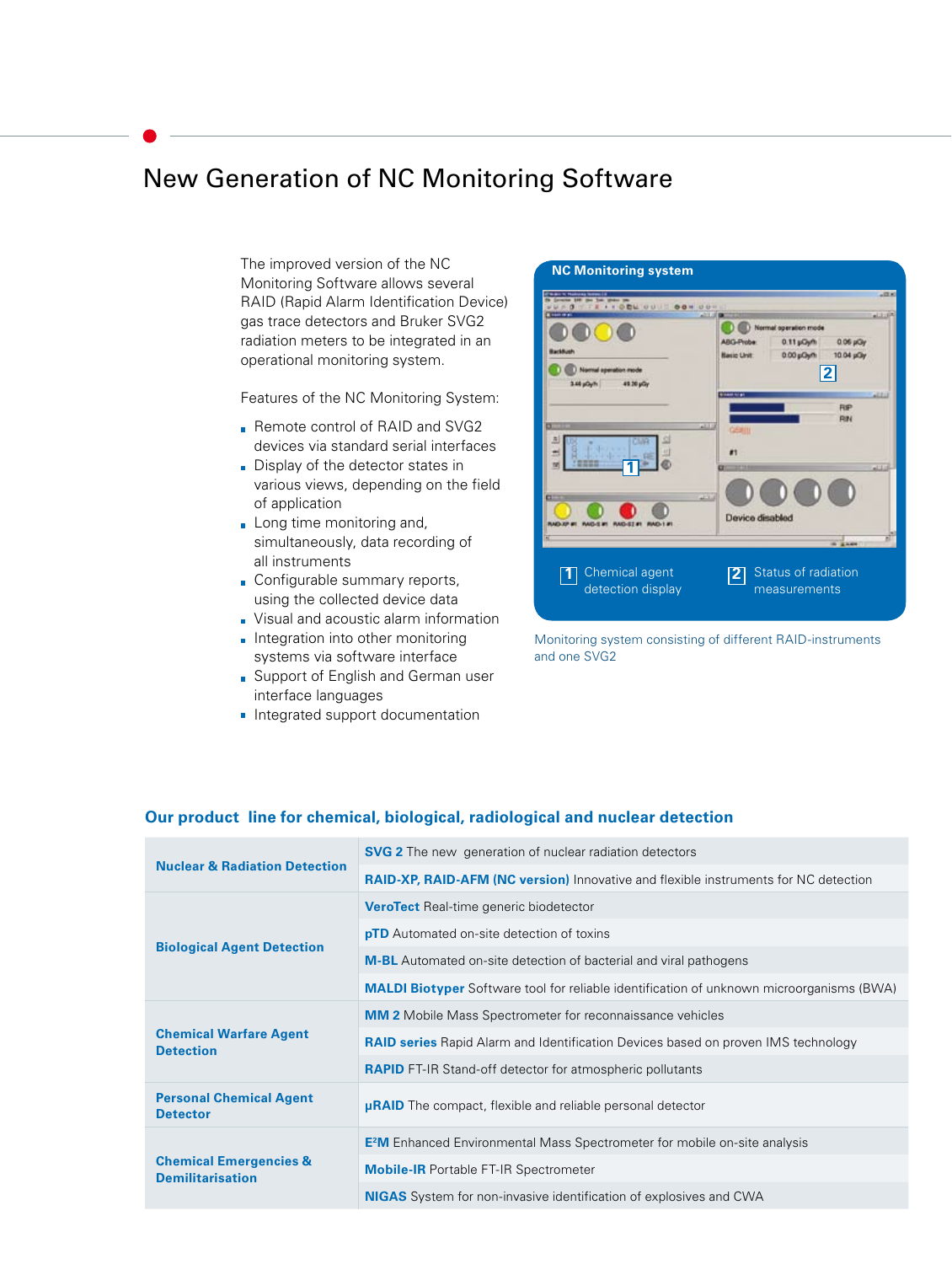# New Generation of NC Monitoring Software

The improved version of the NC Monitoring Software allows several RAID (Rapid Alarm Identification Device) gas trace detectors and Bruker SVG2 radiation meters to be integrated in an operational monitoring system.

Features of the NC Monitoring System:

- Remote control of RAID and SVG2 devices via standard serial interfaces
- Display of the detector states in various views, depending on the field of application
- Long time monitoring and, simultaneously, data recording of all instruments
- Configurable summary reports, using the collected device data
- Visual and acoustic alarm information
- Integration into other monitoring systems via software interface
- Support of English and German user interface languages
- Integrated support documentation

**NC Monitoring system**

[1] Chemical agent detection display

[2] Status of radiation measurements

Monitoring system consisting of different RAID-instruments and one SVG2

## Our product line for chemical, biological, radiological and nuclear detection

| | |
|---|---|
| **Nuclear & Radiation Detection** | **SVG 2** The new generation of nuclear radiation detectors |
| | **RAID-XP, RAID-AFM (NC version)** Innovative and flexible instruments for NC detection |
| **Biological Agent Detection** | **VeroTect** Real-time generic biodetector |
| | **pTD** Automated on-site detection of toxins |
| | **M-BL** Automated on-site detection of bacterial and viral pathogens |
| | **MALDI Biotyper** Software tool for reliable identification of unknown microorganisms (BWA) |
| **Chemical Warfare Agent Detection** | **MM 2** Mobile Mass Spectrometer for reconnaissance vehicles |
| | **RAID series** Rapid Alarm and Identification Devices based on proven IMS technology |
| | **RAPID** FT-IR Stand-off detector for atmospheric pollutants |
| **Personal Chemical Agent Detector** | **µRAID** The compact, flexible and reliable personal detector |
| **Chemical Emergencies & Demilitarisation** | **E²M** Enhanced Environmental Mass Spectrometer for mobile on-site analysis |
| | **Mobile-IR** Portable FT-IR Spectrometer |
| | **NIGAS** System for non-invasive identification of explosives and CWA |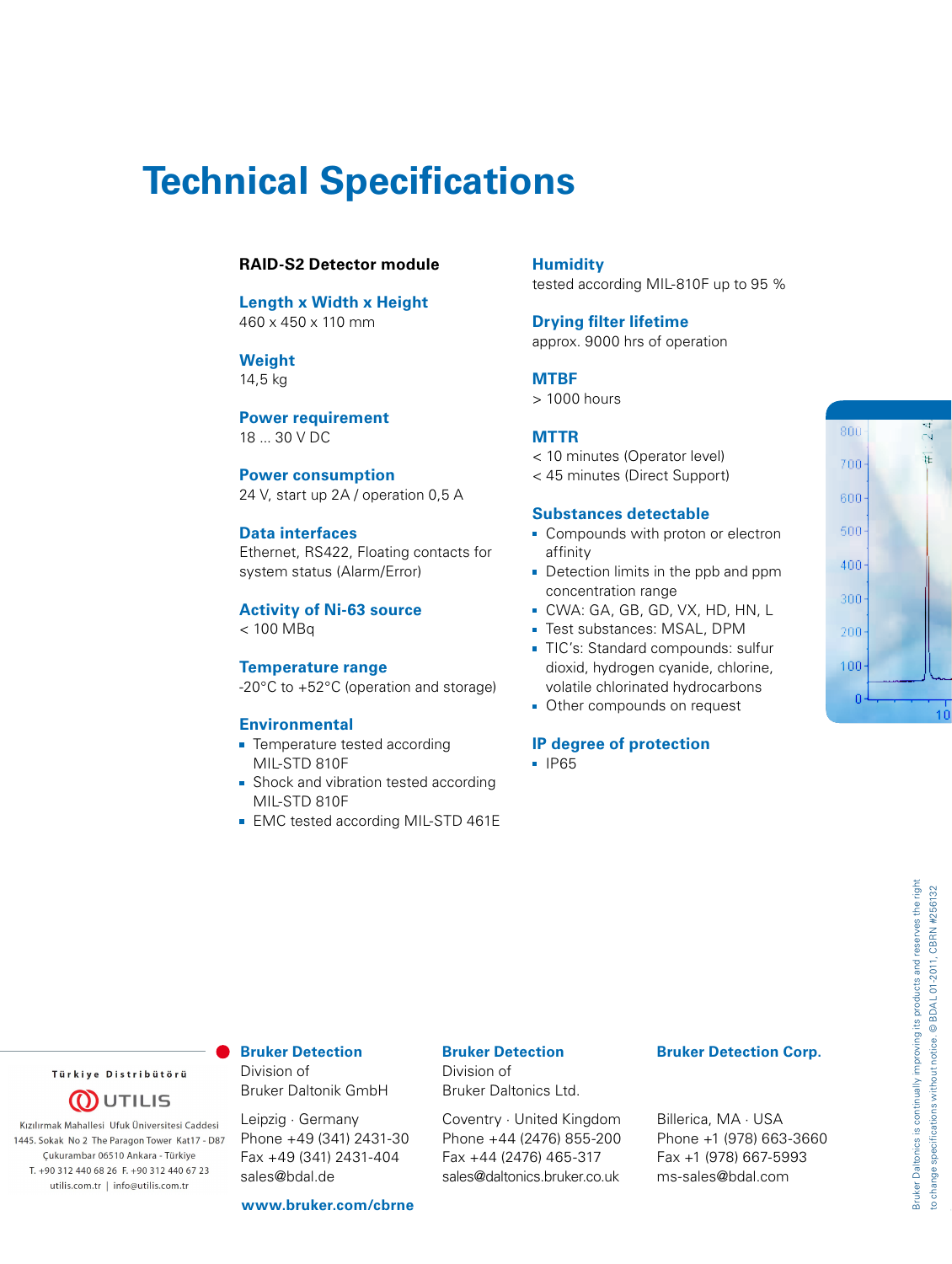# Technical Specifications

**RAID-S2 Detector module**

### Length x Width x Height
460 x 450 x 110 mm

### Weight
14,5 kg

### Power requirement
18 ... 30 V DC

### Power consumption
24 V, start up 2A / operation 0,5 A

### Data interfaces
Ethernet, RS422, Floating contacts for system status (Alarm/Error)

### Activity of Ni-63 source
< 100 MBq

### Temperature range
-20°C to +52°C (operation and storage)

### Environmental
- Temperature tested according MIL-STD 810F
- Shock and vibration tested according MIL-STD 810F
- EMC tested according MIL-STD 461E

### Humidity
tested according MIL-810F up to 95 %

### Drying filter lifetime
approx. 9000 hrs of operation

### MTBF
> 1000 hours

### MTTR
< 10 minutes (Operator level)
< 45 minutes (Direct Support)

### Substances detectable
- Compounds with proton or electron affinity
- Detection limits in the ppb and ppm concentration range
- CWA: GA, GB, GD, VX, HD, HN, L
- Test substances: MSAL, DPM
- TIC's: Standard compounds: sulfur dioxid, hydrogen cyanide, chlorine, volatile chlorinated hydrocarbons
- Other compounds on request

### IP degree of protection
- IP65

800
700
600
500
400
300
200
100
0
10

**Türkiye Distribütörü**

UTILIS

Kızılırmak Mahallesi Ufuk Üniversitesi Caddesi
1445. Sokak No 2 The Paragon Tower Kat17 - D87
Çukurambar 06510 Ankara - Türkiye
T. +90 312 440 68 26 F. +90 312 440 67 23
utilis.com.tr | info@utilis.com.tr

**Bruker Detection**
Division of
Bruker Daltonik GmbH

Leipzig · Germany
Phone +49 (341) 2431-30
Fax +49 (341) 2431-404
sales@bdal.de

**Bruker Detection**
Division of
Bruker Daltonics Ltd.

Coventry · United Kingdom
Phone +44 (2476) 855-200
Fax +44 (2476) 465-317
sales@daltonics.bruker.co.uk

**Bruker Detection Corp.**

Billerica, MA · USA
Phone +1 (978) 663-3660
Fax +1 (978) 667-5993
ms-sales@bdal.com

**www.bruker.com/cbrne**

Bruker Daltonics is continually improving its products and reserves the right to change specifications without notice. © BDAL 01-2011, CBRN #256132